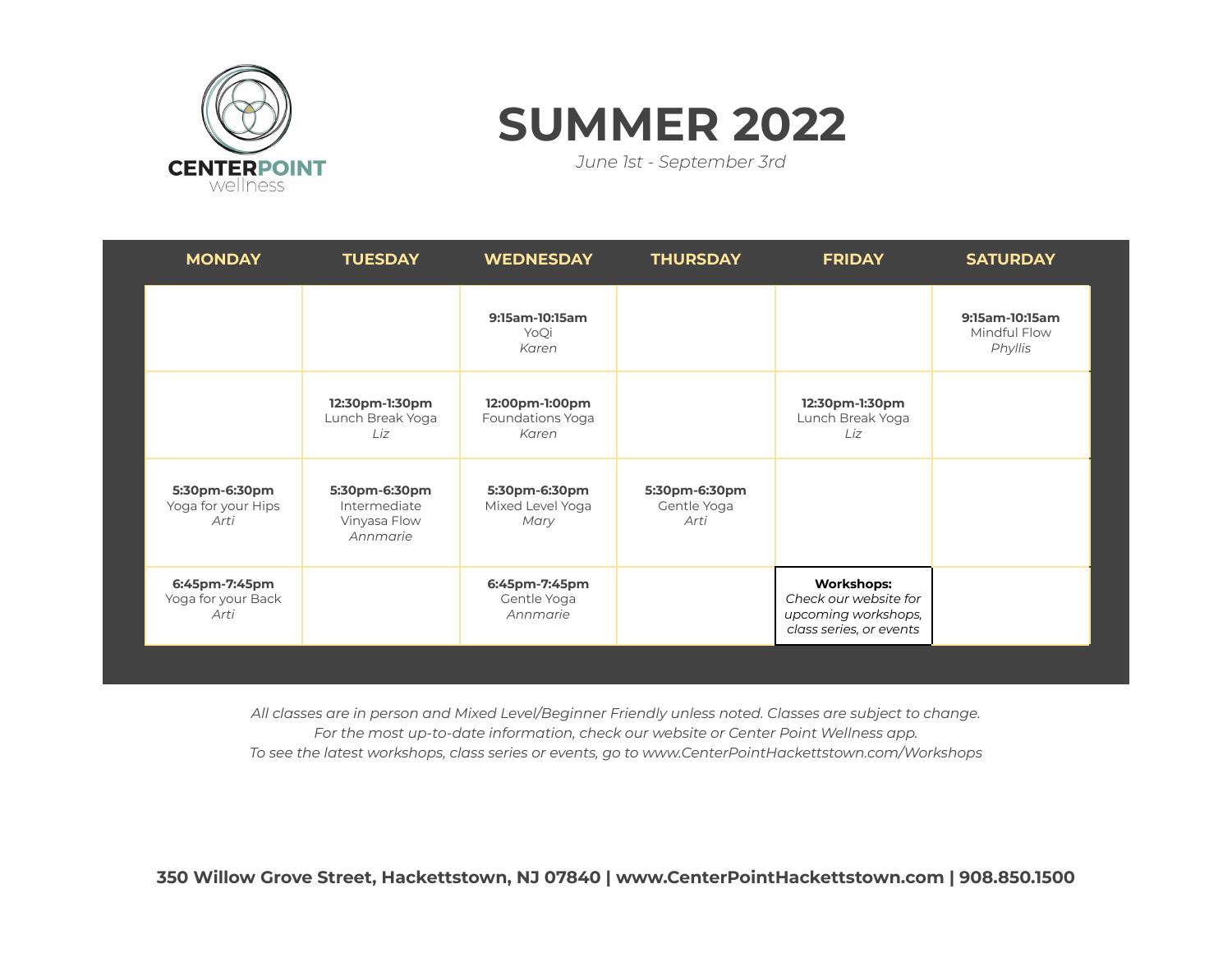CENTERPOINT wellness

# SUMMER 2022

*June 1st - September 3rd*

| MONDAY | TUESDAY | WEDNESDAY | THURSDAY | FRIDAY | SATURDAY |
|---|---|---|---|---|---|
| | | **9:15am-10:15am** YoQi *Karen* | | | **9:15am-10:15am** Mindful Flow *Phyllis* |
| | **12:30pm-1:30pm** Lunch Break Yoga *Liz* | **12:00pm-1:00pm** Foundations Yoga *Karen* | | **12:30pm-1:30pm** Lunch Break Yoga *Liz* | |
| **5:30pm-6:30pm** Yoga for your Hips *Arti* | **5:30pm-6:30pm** Intermediate Vinyasa Flow *Annmarie* | **5:30pm-6:30pm** Mixed Level Yoga *Mary* | **5:30pm-6:30pm** Gentle Yoga *Arti* | | |
| **6:45pm-7:45pm** Yoga for your Back *Arti* | | **6:45pm-7:45pm** Gentle Yoga *Annmarie* | | **Workshops:** *Check our website for upcoming workshops, class series, or events* | |

*All classes are in person and Mixed Level/Beginner Friendly unless noted. Classes are subject to change.*
*For the most up-to-date information, check our website or Center Point Wellness app.*
*To see the latest workshops, class series or events, go to www.CenterPointHackettstown.com/Workshops*

**350 Willow Grove Street, Hackettstown, NJ 07840 | www.CenterPointHackettstown.com | 908.850.1500**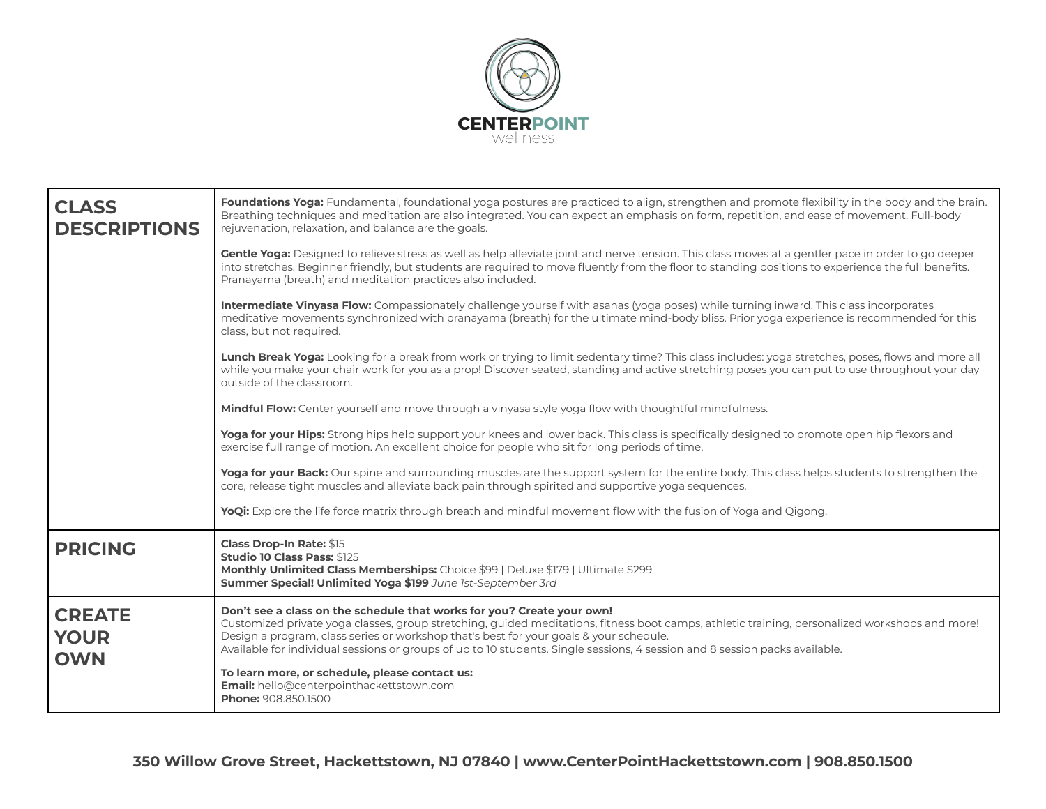**CENTERPOINT**
wellness

## CLASS DESCRIPTIONS

**Foundations Yoga:** Fundamental, foundational yoga postures are practiced to align, strengthen and promote flexibility in the body and the brain. Breathing techniques and meditation are also integrated. You can expect an emphasis on form, repetition, and ease of movement. Full-body rejuvenation, relaxation, and balance are the goals.

**Gentle Yoga:** Designed to relieve stress as well as help alleviate joint and nerve tension. This class moves at a gentler pace in order to go deeper into stretches. Beginner friendly, but students are required to move fluently from the floor to standing positions to experience the full benefits. Pranayama (breath) and meditation practices also included.

**Intermediate Vinyasa Flow:** Compassionately challenge yourself with asanas (yoga poses) while turning inward. This class incorporates meditative movements synchronized with pranayama (breath) for the ultimate mind-body bliss. Prior yoga experience is recommended for this class, but not required.

**Lunch Break Yoga:** Looking for a break from work or trying to limit sedentary time? This class includes: yoga stretches, poses, flows and more all while you make your chair work for you as a prop! Discover seated, standing and active stretching poses you can put to use throughout your day outside of the classroom.

**Mindful Flow:** Center yourself and move through a vinyasa style yoga flow with thoughtful mindfulness.

**Yoga for your Hips:** Strong hips help support your knees and lower back. This class is specifically designed to promote open hip flexors and exercise full range of motion. An excellent choice for people who sit for long periods of time.

**Yoga for your Back:** Our spine and surrounding muscles are the support system for the entire body. This class helps students to strengthen the core, release tight muscles and alleviate back pain through spirited and supportive yoga sequences.

**YoQi:** Explore the life force matrix through breath and mindful movement flow with the fusion of Yoga and Qigong.

## PRICING

**Class Drop-In Rate:** $15
**Studio 10 Class Pass:** $125
**Monthly Unlimited Class Memberships:** Choice $99 | Deluxe $179 | Ultimate $299
**Summer Special! Unlimited Yoga $199** *June 1st-September 3rd*

## CREATE YOUR OWN

**Don't see a class on the schedule that works for you? Create your own!**
Customized private yoga classes, group stretching, guided meditations, fitness boot camps, athletic training, personalized workshops and more! Design a program, class series or workshop that's best for your goals & your schedule.
Available for individual sessions or groups of up to 10 students. Single sessions, 4 session and 8 session packs available.

**To learn more, or schedule, please contact us:**
**Email:** hello@centerpointhackettstown.com
**Phone:** 908.850.1500

**350 Willow Grove Street, Hackettstown, NJ 07840 | www.CenterPointHackettstown.com | 908.850.1500**